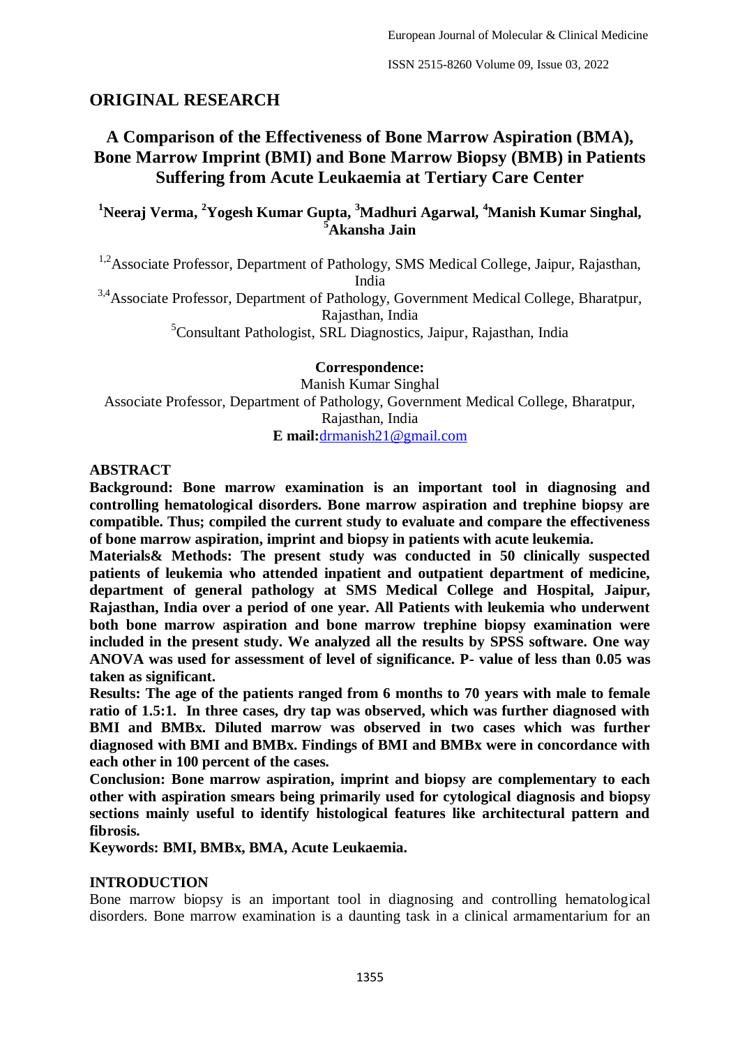## ORIGINAL RESEARCH

# A Comparison of the Effectiveness of Bone Marrow Aspiration (BMA), Bone Marrow Imprint (BMI) and Bone Marrow Biopsy (BMB) in Patients Suffering from Acute Leukaemia at Tertiary Care Center

**[1]Neeraj Verma, [2]Yogesh Kumar Gupta, [3]Madhuri Agarwal, [4]Manish Kumar Singhal, [5]Akansha Jain**

[1,2]Associate Professor, Department of Pathology, SMS Medical College, Jaipur, Rajasthan, India

[3,4]Associate Professor, Department of Pathology, Government Medical College, Bharatpur, Rajasthan, India

[5]Consultant Pathologist, SRL Diagnostics, Jaipur, Rajasthan, India

**Correspondence:**

Manish Kumar Singhal

Associate Professor, Department of Pathology, Government Medical College, Bharatpur, Rajasthan, India

**E mail:**drmanish21@gmail.com

## ABSTRACT

**Background: Bone marrow examination is an important tool in diagnosing and controlling hematological disorders. Bone marrow aspiration and trephine biopsy are compatible. Thus; compiled the current study to evaluate and compare the effectiveness of bone marrow aspiration, imprint and biopsy in patients with acute leukemia.**

**Materials& Methods: The present study was conducted in 50 clinically suspected patients of leukemia who attended inpatient and outpatient department of medicine, department of general pathology at SMS Medical College and Hospital, Jaipur, Rajasthan, India over a period of one year. All Patients with leukemia who underwent both bone marrow aspiration and bone marrow trephine biopsy examination were included in the present study. We analyzed all the results by SPSS software. One way ANOVA was used for assessment of level of significance. P- value of less than 0.05 was taken as significant.**

**Results: The age of the patients ranged from 6 months to 70 years with male to female ratio of 1.5:1. In three cases, dry tap was observed, which was further diagnosed with BMI and BMBx. Diluted marrow was observed in two cases which was further diagnosed with BMI and BMBx. Findings of BMI and BMBx were in concordance with each other in 100 percent of the cases.**

**Conclusion: Bone marrow aspiration, imprint and biopsy are complementary to each other with aspiration smears being primarily used for cytological diagnosis and biopsy sections mainly useful to identify histological features like architectural pattern and fibrosis.**

**Keywords: BMI, BMBx, BMA, Acute Leukaemia.**

## INTRODUCTION

Bone marrow biopsy is an important tool in diagnosing and controlling hematological disorders. Bone marrow examination is a daunting task in a clinical armamentarium for an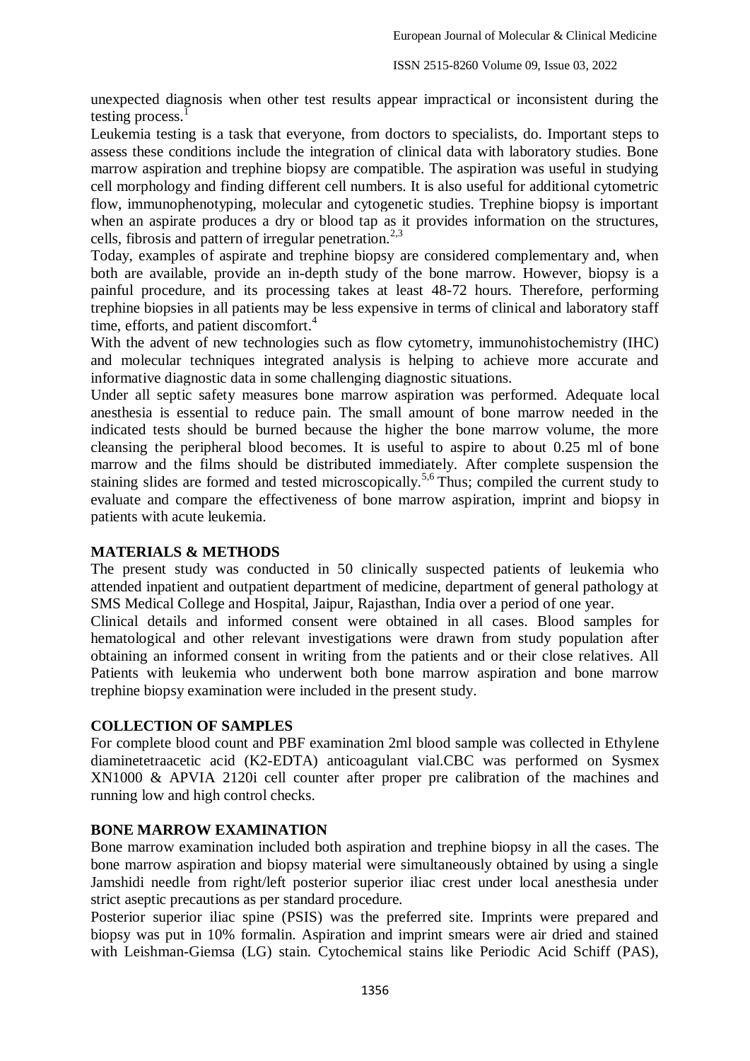unexpected diagnosis when other test results appear impractical or inconsistent during the testing process.[1]

Leukemia testing is a task that everyone, from doctors to specialists, do. Important steps to assess these conditions include the integration of clinical data with laboratory studies. Bone marrow aspiration and trephine biopsy are compatible. The aspiration was useful in studying cell morphology and finding different cell numbers. It is also useful for additional cytometric flow, immunophenotyping, molecular and cytogenetic studies. Trephine biopsy is important when an aspirate produces a dry or blood tap as it provides information on the structures, cells, fibrosis and pattern of irregular penetration.[2,3]

Today, examples of aspirate and trephine biopsy are considered complementary and, when both are available, provide an in-depth study of the bone marrow. However, biopsy is a painful procedure, and its processing takes at least 48-72 hours. Therefore, performing trephine biopsies in all patients may be less expensive in terms of clinical and laboratory staff time, efforts, and patient discomfort.[4]

With the advent of new technologies such as flow cytometry, immunohistochemistry (IHC) and molecular techniques integrated analysis is helping to achieve more accurate and informative diagnostic data in some challenging diagnostic situations.

Under all septic safety measures bone marrow aspiration was performed. Adequate local anesthesia is essential to reduce pain. The small amount of bone marrow needed in the indicated tests should be burned because the higher the bone marrow volume, the more cleansing the peripheral blood becomes. It is useful to aspire to about 0.25 ml of bone marrow and the films should be distributed immediately. After complete suspension the staining slides are formed and tested microscopically.[5,6] Thus; compiled the current study to evaluate and compare the effectiveness of bone marrow aspiration, imprint and biopsy in patients with acute leukemia.

## MATERIALS & METHODS

The present study was conducted in 50 clinically suspected patients of leukemia who attended inpatient and outpatient department of medicine, department of general pathology at SMS Medical College and Hospital, Jaipur, Rajasthan, India over a period of one year.

Clinical details and informed consent were obtained in all cases. Blood samples for hematological and other relevant investigations were drawn from study population after obtaining an informed consent in writing from the patients and or their close relatives. All Patients with leukemia who underwent both bone marrow aspiration and bone marrow trephine biopsy examination were included in the present study.

## COLLECTION OF SAMPLES

For complete blood count and PBF examination 2ml blood sample was collected in Ethylene diaminetetraacetic acid (K2-EDTA) anticoagulant vial.CBC was performed on Sysmex XN1000 & APVIA 2120i cell counter after proper pre calibration of the machines and running low and high control checks.

## BONE MARROW EXAMINATION

Bone marrow examination included both aspiration and trephine biopsy in all the cases. The bone marrow aspiration and biopsy material were simultaneously obtained by using a single Jamshidi needle from right/left posterior superior iliac crest under local anesthesia under strict aseptic precautions as per standard procedure.

Posterior superior iliac spine (PSIS) was the preferred site. Imprints were prepared and biopsy was put in 10% formalin. Aspiration and imprint smears were air dried and stained with Leishman-Giemsa (LG) stain. Cytochemical stains like Periodic Acid Schiff (PAS),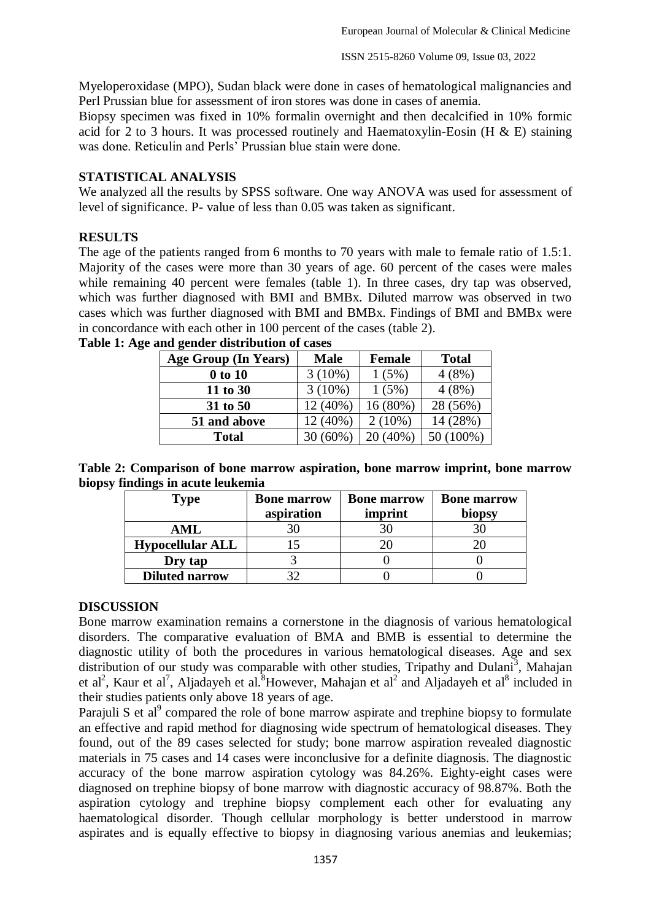Myeloperoxidase (MPO), Sudan black were done in cases of hematological malignancies and Perl Prussian blue for assessment of iron stores was done in cases of anemia.

Biopsy specimen was fixed in 10% formalin overnight and then decalcified in 10% formic acid for 2 to 3 hours. It was processed routinely and Haematoxylin-Eosin (H & E) staining was done. Reticulin and Perls' Prussian blue stain were done.

## STATISTICAL ANALYSIS

We analyzed all the results by SPSS software. One way ANOVA was used for assessment of level of significance. P- value of less than 0.05 was taken as significant.

## RESULTS

The age of the patients ranged from 6 months to 70 years with male to female ratio of 1.5:1. Majority of the cases were more than 30 years of age. 60 percent of the cases were males while remaining 40 percent were females (table 1). In three cases, dry tap was observed, which was further diagnosed with BMI and BMBx. Diluted marrow was observed in two cases which was further diagnosed with BMI and BMBx. Findings of BMI and BMBx were in concordance with each other in 100 percent of the cases (table 2).

**Table 1: Age and gender distribution of cases**

| Age Group (In Years) | Male | Female | Total |
|---|---|---|---|
| **0 to 10** | 3 (10%) | 1 (5%) | 4 (8%) |
| **11 to 30** | 3 (10%) | 1 (5%) | 4 (8%) |
| **31 to 50** | 12 (40%) | 16 (80%) | 28 (56%) |
| **51 and above** | 12 (40%) | 2 (10%) | 14 (28%) |
| **Total** | 30 (60%) | 20 (40%) | 50 (100%) |

**Table 2: Comparison of bone marrow aspiration, bone marrow imprint, bone marrow biopsy findings in acute leukemia**

| Type | Bone marrow aspiration | Bone marrow imprint | Bone marrow biopsy |
|---|---|---|---|
| **AML** | 30 | 30 | 30 |
| **Hypocellular ALL** | 15 | 20 | 20 |
| **Dry tap** | 3 | 0 | 0 |
| **Diluted narrow** | 32 | 0 | 0 |

## DISCUSSION

Bone marrow examination remains a cornerstone in the diagnosis of various hematological disorders. The comparative evaluation of BMA and BMB is essential to determine the diagnostic utility of both the procedures in various hematological diseases. Age and sex distribution of our study was comparable with other studies, Tripathy and Dulani[3], Mahajan et al[2], Kaur et al[7], Aljadayeh et al.[8] However, Mahajan et al[2] and Aljadayeh et al[8] included in their studies patients only above 18 years of age.

Parajuli S et al[9] compared the role of bone marrow aspirate and trephine biopsy to formulate an effective and rapid method for diagnosing wide spectrum of hematological diseases. They found, out of the 89 cases selected for study; bone marrow aspiration revealed diagnostic materials in 75 cases and 14 cases were inconclusive for a definite diagnosis. The diagnostic accuracy of the bone marrow aspiration cytology was 84.26%. Eighty-eight cases were diagnosed on trephine biopsy of bone marrow with diagnostic accuracy of 98.87%. Both the aspiration cytology and trephine biopsy complement each other for evaluating any haematological disorder. Though cellular morphology is better understood in marrow aspirates and is equally effective to biopsy in diagnosing various anemias and leukemias;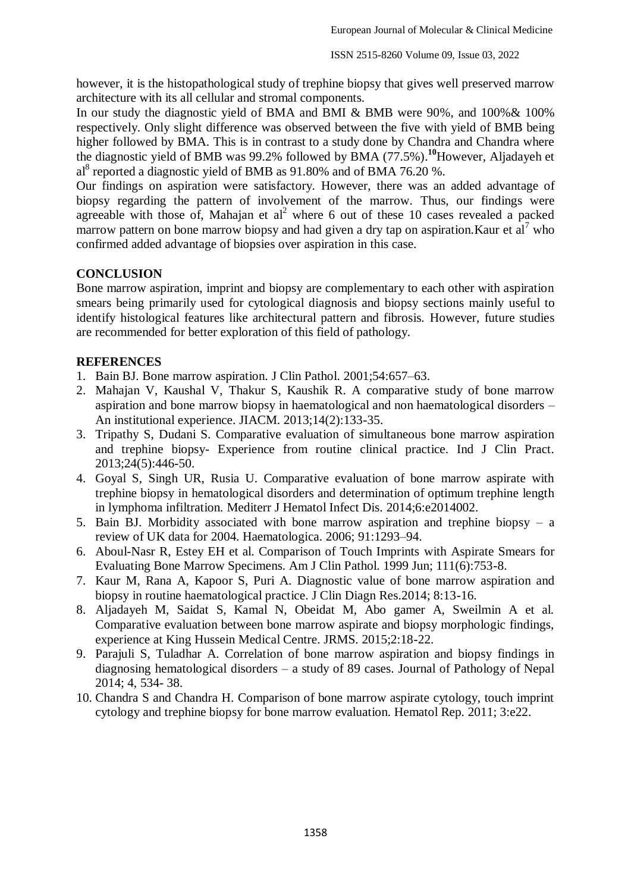however, it is the histopathological study of trephine biopsy that gives well preserved marrow architecture with its all cellular and stromal components.

In our study the diagnostic yield of BMA and BMI & BMB were 90%, and 100%& 100% respectively. Only slight difference was observed between the five with yield of BMB being higher followed by BMA. This is in contrast to a study done by Chandra and Chandra where the diagnostic yield of BMB was 99.2% followed by BMA (77.5%).[10]However, Aljadayeh et al[8] reported a diagnostic yield of BMB as 91.80% and of BMA 76.20 %.

Our findings on aspiration were satisfactory. However, there was an added advantage of biopsy regarding the pattern of involvement of the marrow. Thus, our findings were agreeable with those of, Mahajan et al[2] where 6 out of these 10 cases revealed a packed marrow pattern on bone marrow biopsy and had given a dry tap on aspiration.Kaur et al[7] who confirmed added advantage of biopsies over aspiration in this case.

## CONCLUSION

Bone marrow aspiration, imprint and biopsy are complementary to each other with aspiration smears being primarily used for cytological diagnosis and biopsy sections mainly useful to identify histological features like architectural pattern and fibrosis. However, future studies are recommended for better exploration of this field of pathology.

## REFERENCES

1. Bain BJ. Bone marrow aspiration. J Clin Pathol. 2001;54:657–63.
2. Mahajan V, Kaushal V, Thakur S, Kaushik R. A comparative study of bone marrow aspiration and bone marrow biopsy in haematological and non haematological disorders – An institutional experience. JIACM. 2013;14(2):133-35.
3. Tripathy S, Dudani S. Comparative evaluation of simultaneous bone marrow aspiration and trephine biopsy- Experience from routine clinical practice. Ind J Clin Pract. 2013;24(5):446-50.
4. Goyal S, Singh UR, Rusia U. Comparative evaluation of bone marrow aspirate with trephine biopsy in hematological disorders and determination of optimum trephine length in lymphoma infiltration. Mediterr J Hematol Infect Dis. 2014;6:e2014002.
5. Bain BJ. Morbidity associated with bone marrow aspiration and trephine biopsy – a review of UK data for 2004. Haematologica. 2006; 91:1293–94.
6. Aboul-Nasr R, Estey EH et al. Comparison of Touch Imprints with Aspirate Smears for Evaluating Bone Marrow Specimens. Am J Clin Pathol. 1999 Jun; 111(6):753-8.
7. Kaur M, Rana A, Kapoor S, Puri A. Diagnostic value of bone marrow aspiration and biopsy in routine haematological practice. J Clin Diagn Res.2014; 8:13-16.
8. Aljadayeh M, Saidat S, Kamal N, Obeidat M, Abo gamer A, Sweilmin A et al. Comparative evaluation between bone marrow aspirate and biopsy morphologic findings, experience at King Hussein Medical Centre. JRMS. 2015;2:18-22.
9. Parajuli S, Tuladhar A. Correlation of bone marrow aspiration and biopsy findings in diagnosing hematological disorders – a study of 89 cases. Journal of Pathology of Nepal 2014; 4, 534- 38.
10. Chandra S and Chandra H. Comparison of bone marrow aspirate cytology, touch imprint cytology and trephine biopsy for bone marrow evaluation. Hematol Rep. 2011; 3:e22.